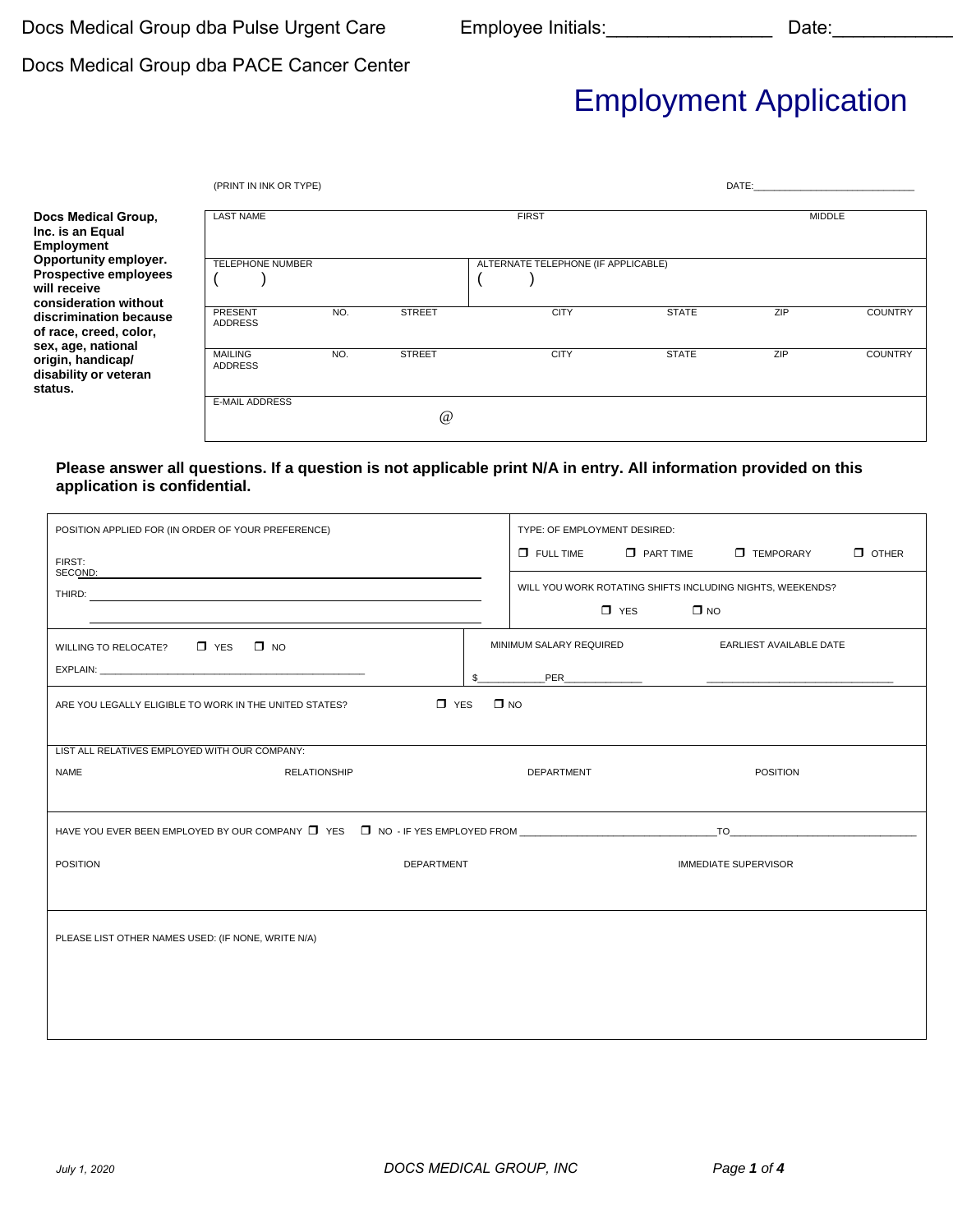Docs Medical Group dba Pulse Urgent Care        Employee Initials:________________        Date:____________

Docs Medical Group dba PACE Cancer Center

# Employment Application

(PRINT IN INK OR TYPE)        DATE:____________________________

**Docs Medical Group, Inc. is an Equal Employment Opportunity employer. Prospective employees will receive consideration without discrimination because of race, creed, color, sex, age, national origin, handicap/ disability or veteran status.**

| LAST NAME | | | FIRST | | | MIDDLE |
|---|---|---|---|---|---|---|
| TELEPHONE NUMBER ( ) | | | ALTERNATE TELEPHONE (IF APPLICABLE) ( ) | | | |
| PRESENT ADDRESS NO. | STREET | CITY | STATE | ZIP | COUNTRY | |
| MAILING ADDRESS NO. | STREET | CITY | STATE | ZIP | COUNTRY | |
| E-MAIL ADDRESS @ | | | | | | |

**Please answer all questions. If a question is not applicable print N/A in entry. All information provided on this application is confidential.**

POSITION APPLIED FOR (IN ORDER OF YOUR PREFERENCE)

FIRST: ____________________

SECOND: ____________________

THIRD: ____________________

TYPE: OF EMPLOYMENT DESIRED:

❐ FULL TIME ❐ PART TIME ❐ TEMPORARY ❐ OTHER

WILL YOU WORK ROTATING SHIFTS INCLUDING NIGHTS, WEEKENDS?

❐ YES ❐ NO

WILLING TO RELOCATE? ❐ YES ❐ NO

EXPLAIN: ______________________________________________

MINIMUM SALARY REQUIRED

$___________PER_____________

EARLIEST AVAILABLE DATE

________________________________

ARE YOU LEGALLY ELIGIBLE TO WORK IN THE UNITED STATES? ❐ YES ❐ NO

LIST ALL RELATIVES EMPLOYED WITH OUR COMPANY:

| NAME | RELATIONSHIP | DEPARTMENT | POSITION |
|---|---|---|---|
| | | | |

HAVE YOU EVER BEEN EMPLOYED BY OUR COMPANY ❐ YES ❐ NO - IF YES EMPLOYED FROM ________________________________TO________________________________

| POSITION | DEPARTMENT | IMMEDIATE SUPERVISOR |
|---|---|---|
| | | |

PLEASE LIST OTHER NAMES USED: (IF NONE, WRITE N/A)

July 1, 2020        DOCS MEDICAL GROUP, INC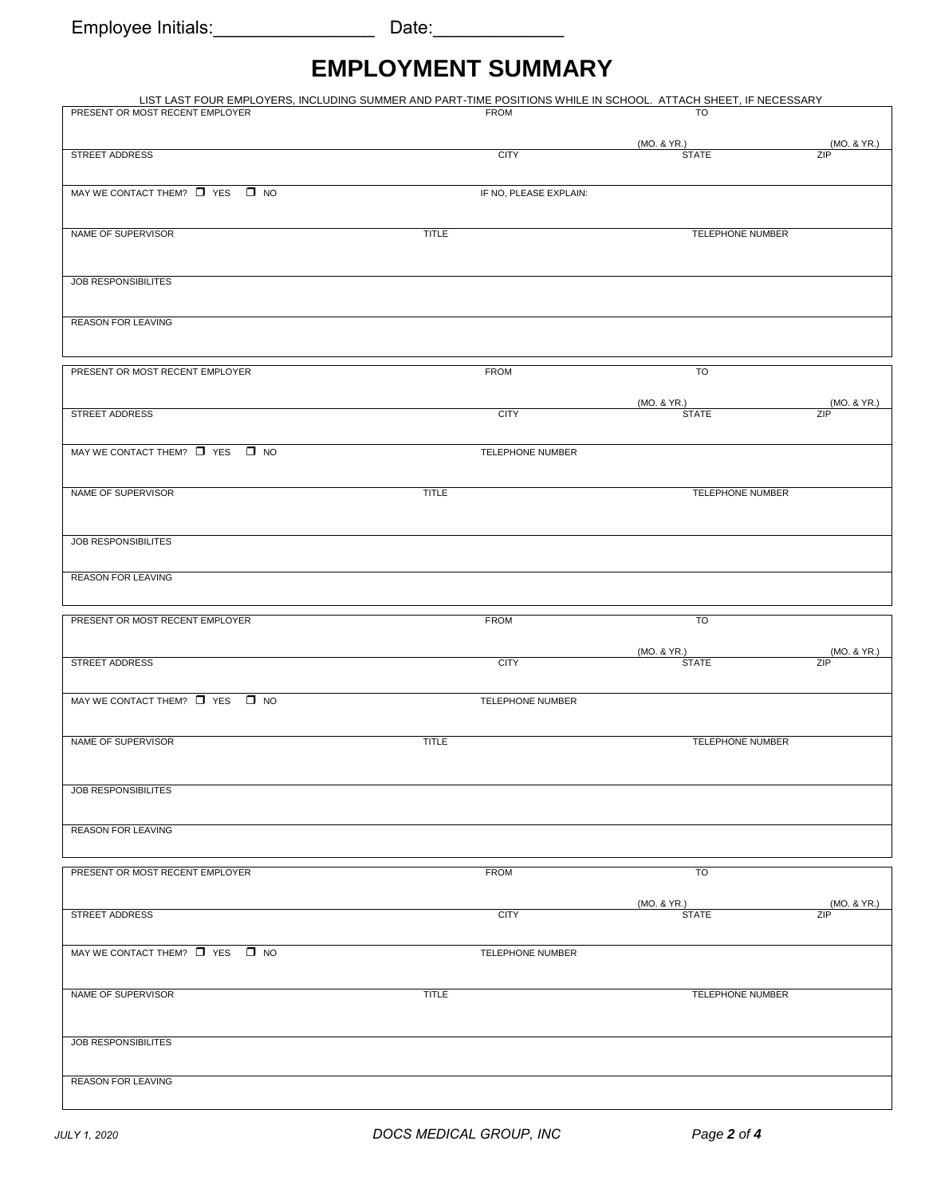Employee Initials:________________ Date:_____________

# EMPLOYMENT SUMMARY

LIST LAST FOUR EMPLOYERS, INCLUDING SUMMER AND PART-TIME POSITIONS WHILE IN SCHOOL. ATTACH SHEET, IF NECESSARY

| PRESENT OR MOST RECENT EMPLOYER | FROM | TO |
|---|---|---|
| | (MO. & YR.) | (MO. & YR.) |
| STREET ADDRESS | CITY | STATE / ZIP |
| MAY WE CONTACT THEM? ☐ YES ☐ NO | IF NO, PLEASE EXPLAIN: | |
| NAME OF SUPERVISOR | TITLE | TELEPHONE NUMBER |
| JOB RESPONSIBILITES | | |
| REASON FOR LEAVING | | |

| PRESENT OR MOST RECENT EMPLOYER | FROM | TO |
|---|---|---|
| | (MO. & YR.) | (MO. & YR.) |
| STREET ADDRESS | CITY | STATE / ZIP |
| MAY WE CONTACT THEM? ☐ YES ☐ NO | TELEPHONE NUMBER | |
| NAME OF SUPERVISOR | TITLE | TELEPHONE NUMBER |
| JOB RESPONSIBILITES | | |
| REASON FOR LEAVING | | |

| PRESENT OR MOST RECENT EMPLOYER | FROM | TO |
|---|---|---|
| | (MO. & YR.) | (MO. & YR.) |
| STREET ADDRESS | CITY | STATE / ZIP |
| MAY WE CONTACT THEM? ☐ YES ☐ NO | TELEPHONE NUMBER | |
| NAME OF SUPERVISOR | TITLE | TELEPHONE NUMBER |
| JOB RESPONSIBILITES | | |
| REASON FOR LEAVING | | |

| PRESENT OR MOST RECENT EMPLOYER | FROM | TO |
|---|---|---|
| | (MO. & YR.) | (MO. & YR.) |
| STREET ADDRESS | CITY | STATE / ZIP |
| MAY WE CONTACT THEM? ☐ YES ☐ NO | TELEPHONE NUMBER | |
| NAME OF SUPERVISOR | TITLE | TELEPHONE NUMBER |
| JOB RESPONSIBILITES | | |
| REASON FOR LEAVING | | |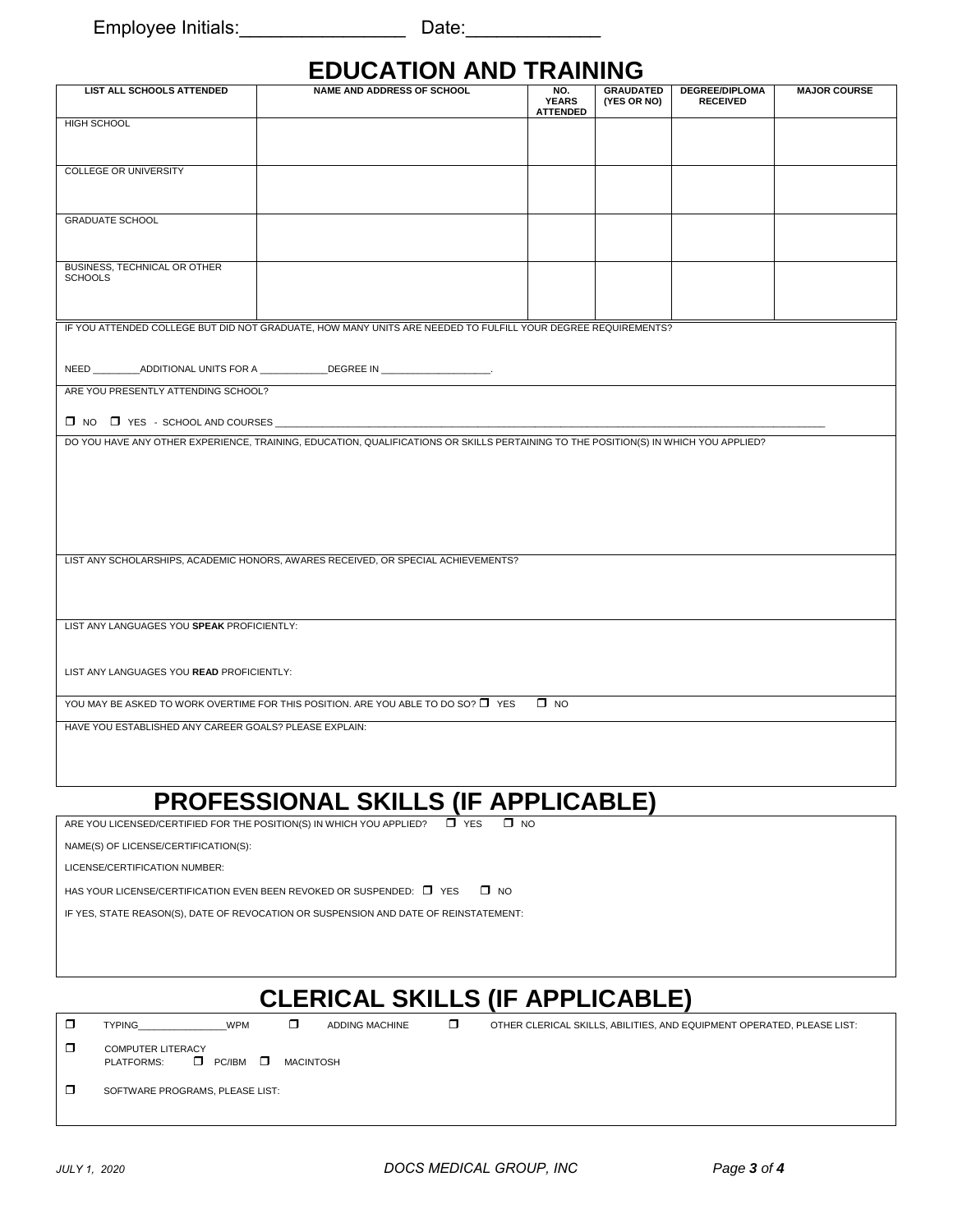Employee Initials:________________ Date:_____________

# EDUCATION AND TRAINING

| LIST ALL SCHOOLS ATTENDED | NAME AND ADDRESS OF SCHOOL | NO. YEARS ATTENDED | GRAUDATED (YES OR NO) | DEGREE/DIPLOMA RECEIVED | MAJOR COURSE |
|---|---|---|---|---|---|
| HIGH SCHOOL | | | | | |
| COLLEGE OR UNIVERSITY | | | | | |
| GRADUATE SCHOOL | | | | | |
| BUSINESS, TECHNICAL OR OTHER SCHOOLS | | | | | |

IF YOU ATTENDED COLLEGE BUT DID NOT GRADUATE, HOW MANY UNITS ARE NEEDED TO FULFILL YOUR DEGREE REQUIREMENTS?

NEED _________ADDITIONAL UNITS FOR A _____________DEGREE IN ____________________.

ARE YOU PRESENTLY ATTENDING SCHOOL?

☐ NO ☐ YES - SCHOOL AND COURSES ____________________________________________________________

DO YOU HAVE ANY OTHER EXPERIENCE, TRAINING, EDUCATION, QUALIFICATIONS OR SKILLS PERTAINING TO THE POSITION(S) IN WHICH YOU APPLIED?

LIST ANY SCHOLARSHIPS, ACADEMIC HONORS, AWARES RECEIVED, OR SPECIAL ACHIEVEMENTS?

LIST ANY LANGUAGES YOU **SPEAK** PROFICIENTLY:

LIST ANY LANGUAGES YOU **READ** PROFICIENTLY:

YOU MAY BE ASKED TO WORK OVERTIME FOR THIS POSITION. ARE YOU ABLE TO DO SO? ☐ YES ☐ NO

HAVE YOU ESTABLISHED ANY CAREER GOALS? PLEASE EXPLAIN:

# PROFESSIONAL SKILLS (IF APPLICABLE)

ARE YOU LICENSED/CERTIFIED FOR THE POSITION(S) IN WHICH YOU APPLIED? ☐ YES ☐ NO

NAME(S) OF LICENSE/CERTIFICATION(S):

LICENSE/CERTIFICATION NUMBER:

HAS YOUR LICENSE/CERTIFICATION EVEN BEEN REVOKED OR SUSPENDED: ☐ YES ☐ NO

IF YES, STATE REASON(S), DATE OF REVOCATION OR SUSPENSION AND DATE OF REINSTATEMENT:

# CLERICAL SKILLS (IF APPLICABLE)

☐ TYPING________________WPM ☐ ADDING MACHINE ☐ OTHER CLERICAL SKILLS, ABILITIES, AND EQUIPMENT OPERATED, PLEASE LIST:

☐ COMPUTER LITERACY
PLATFORMS: ☐ PC/IBM ☐ MACINTOSH

☐ SOFTWARE PROGRAMS, PLEASE LIST:

*JULY 1, 2020* *DOCS MEDICAL GROUP, INC*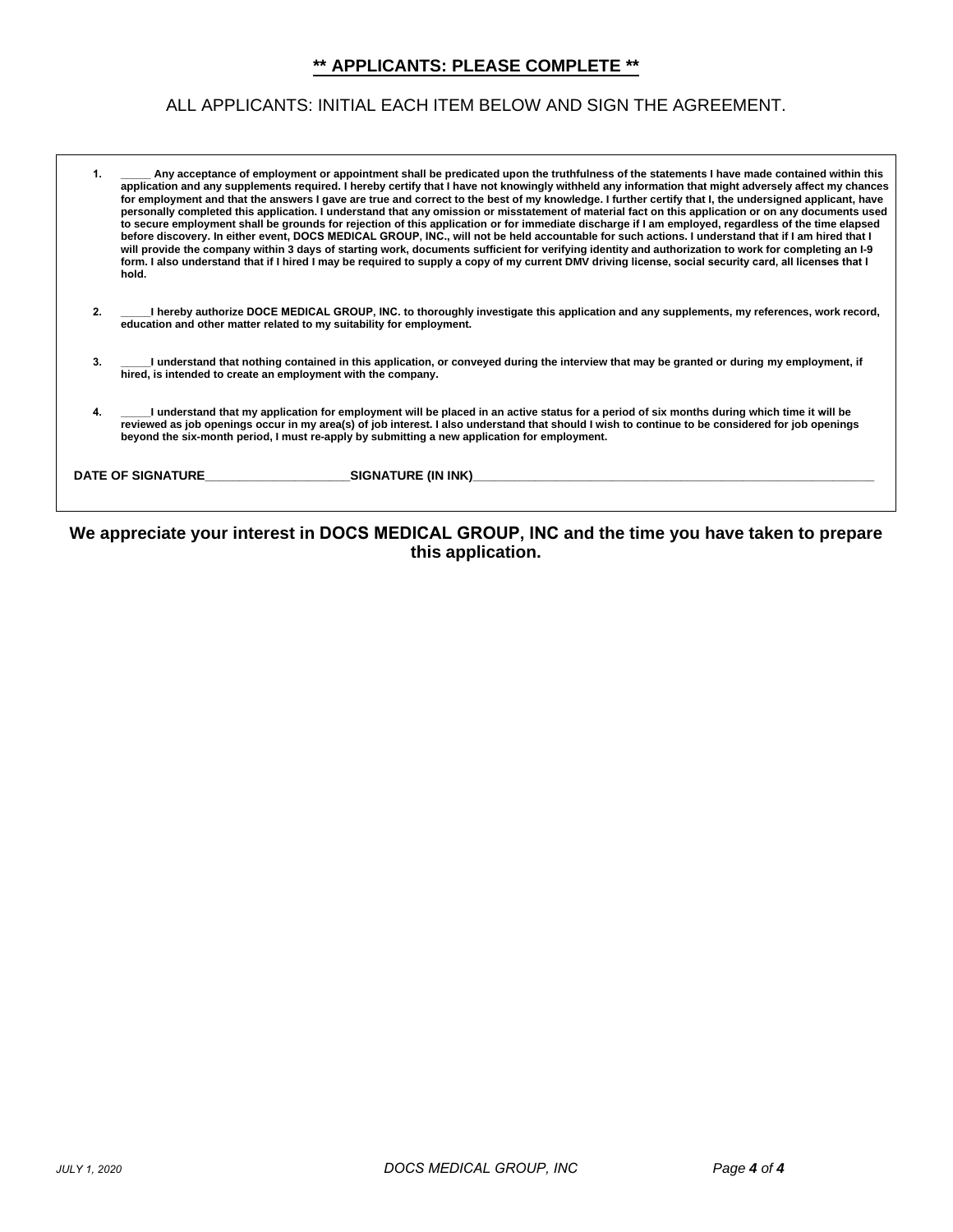## ** APPLICANTS: PLEASE COMPLETE **

ALL APPLICANTS: INITIAL EACH ITEM BELOW AND SIGN THE AGREEMENT.

1. **_____ Any acceptance of employment or appointment shall be predicated upon the truthfulness of the statements I have made contained within this application and any supplements required. I hereby certify that I have not knowingly withheld any information that might adversely affect my chances for employment and that the answers I gave are true and correct to the best of my knowledge. I further certify that I, the undersigned applicant, have personally completed this application. I understand that any omission or misstatement of material fact on this application or on any documents used to secure employment shall be grounds for rejection of this application or for immediate discharge if I am employed, regardless of the time elapsed before discovery. In either event, DOCS MEDICAL GROUP, INC., will not be held accountable for such actions. I understand that if I am hired that I will provide the company within 3 days of starting work, documents sufficient for verifying identity and authorization to work for completing an I-9 form. I also understand that if I hired I may be required to supply a copy of my current DMV driving license, social security card, all licenses that I hold.**

2. **_____I hereby authorize DOCE MEDICAL GROUP, INC. to thoroughly investigate this application and any supplements, my references, work record, education and other matter related to my suitability for employment.**

3. **_____I understand that nothing contained in this application, or conveyed during the interview that may be granted or during my employment, if hired, is intended to create an employment with the company.**

4. **_____I understand that my application for employment will be placed in an active status for a period of six months during which time it will be reviewed as job openings occur in my area(s) of job interest. I also understand that should I wish to continue to be considered for job openings beyond the six-month period, I must re-apply by submitting a new application for employment.**

**DATE OF SIGNATURE_____________________SIGNATURE (IN INK)_____________________________________________________________**

**We appreciate your interest in DOCS MEDICAL GROUP, INC and the time you have taken to prepare this application.**